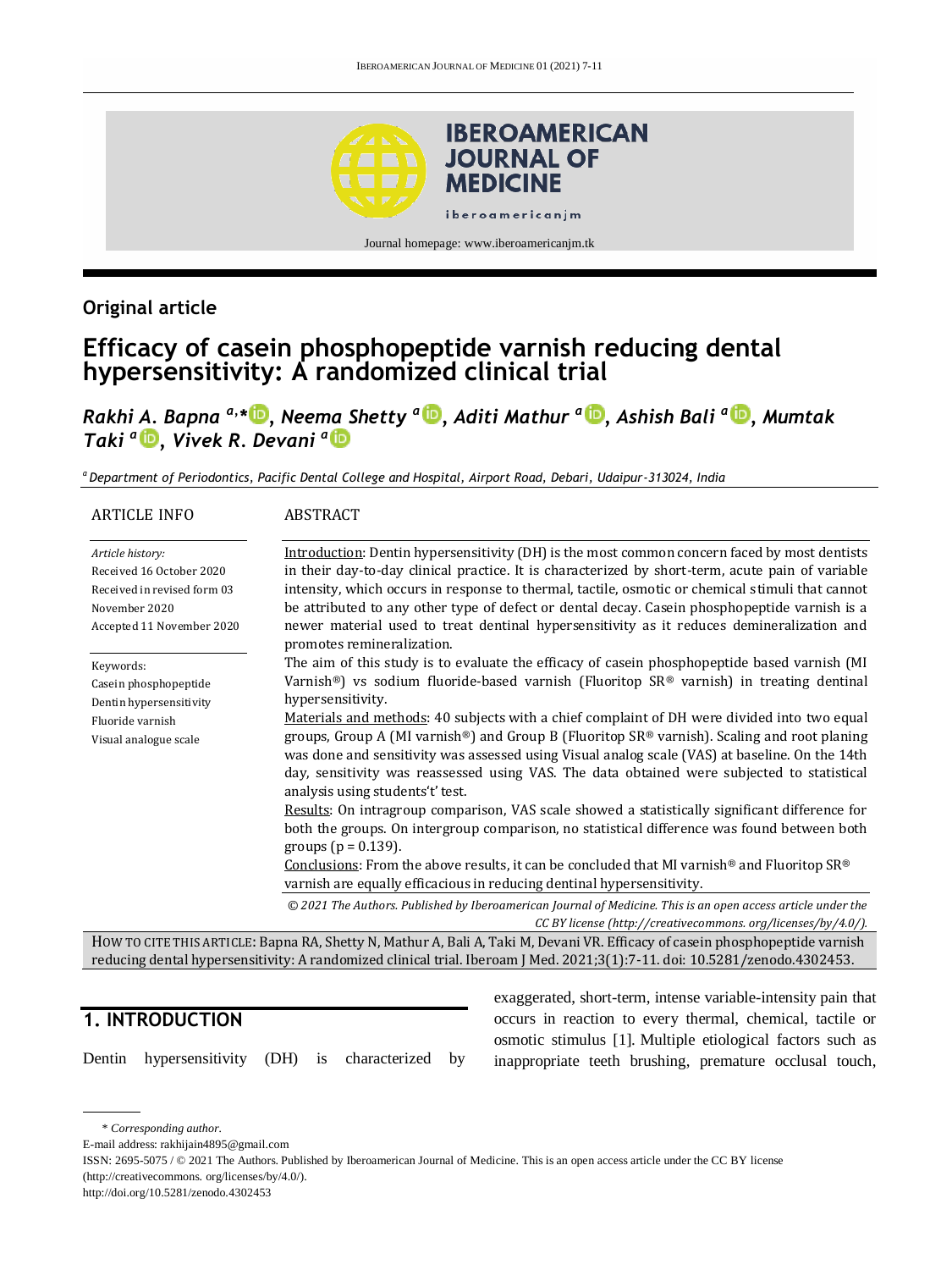Original article

# Efficacy of casein phosphopeptide varnish reducing dental hypersensitivity: A randomized clinical trial

*Rakhi A. Bapna [a,*], Neema Shetty [a], Aditi Mathur [a], Ashish Bali [a], Mumtak Taki [a], Vivek R. Devani [a]*

[a] *Department of Periodontics, Pacific Dental College and Hospital, Airport Road, Debari, Udaipur-313024, India*

ARTICLE INFO

*Article history:*
Received 16 October 2020
Received in revised form 03 November 2020
Accepted 11 November 2020

Keywords:
Casein phosphopeptide
Dentin hypersensitivity
Fluoride varnish
Visual analogue scale

ABSTRACT

Introduction: Dentin hypersensitivity (DH) is the most common concern faced by most dentists in their day-to-day clinical practice. It is characterized by short-term, acute pain of variable intensity, which occurs in response to thermal, tactile, osmotic or chemical stimuli that cannot be attributed to any other type of defect or dental decay. Casein phosphopeptide varnish is a newer material used to treat dentinal hypersensitivity as it reduces demineralization and promotes remineralization.

The aim of this study is to evaluate the efficacy of casein phosphopeptide based varnish (MI Varnish®) vs sodium fluoride-based varnish (Fluoritop SR® varnish) in treating dentinal hypersensitivity.

Materials and methods: 40 subjects with a chief complaint of DH were divided into two equal groups, Group A (MI varnish®) and Group B (Fluoritop SR® varnish). Scaling and root planing was done and sensitivity was assessed using Visual analog scale (VAS) at baseline. On the 14th day, sensitivity was reassessed using VAS. The data obtained were subjected to statistical analysis using students't' test.

Results: On intragroup comparison, VAS scale showed a statistically significant difference for both the groups. On intergroup comparison, no statistical difference was found between both groups ($p = 0.139$).

Conclusions: From the above results, it can be concluded that MI varnish® and Fluoritop SR® varnish are equally efficacious in reducing dentinal hypersensitivity.

*© 2021 The Authors. Published by Iberoamerican Journal of Medicine. This is an open access article under the CC BY license (http://creativecommons. org/licenses/by/4.0/).*

HOW TO CITE THIS ARTICLE: Bapna RA, Shetty N, Mathur A, Bali A, Taki M, Devani VR. Efficacy of casein phosphopeptide varnish reducing dental hypersensitivity: A randomized clinical trial. Iberoam J Med. 2021;3(1):7-11. doi: 10.5281/zenodo.4302453.

## 1. INTRODUCTION

Dentin hypersensitivity (DH) is characterized by exaggerated, short-term, intense variable-intensity pain that occurs in reaction to every thermal, chemical, tactile or osmotic stimulus [1]. Multiple etiological factors such as inappropriate teeth brushing, premature occlusal touch,

\* *Corresponding author.*
E-mail address: rakhijain4895@gmail.com
ISSN: 2695-5075 / © 2021 The Authors. Published by Iberoamerican Journal of Medicine. This is an open access article under the CC BY license (http://creativecommons. org/licenses/by/4.0/).
http://doi.org/10.5281/zenodo.4302453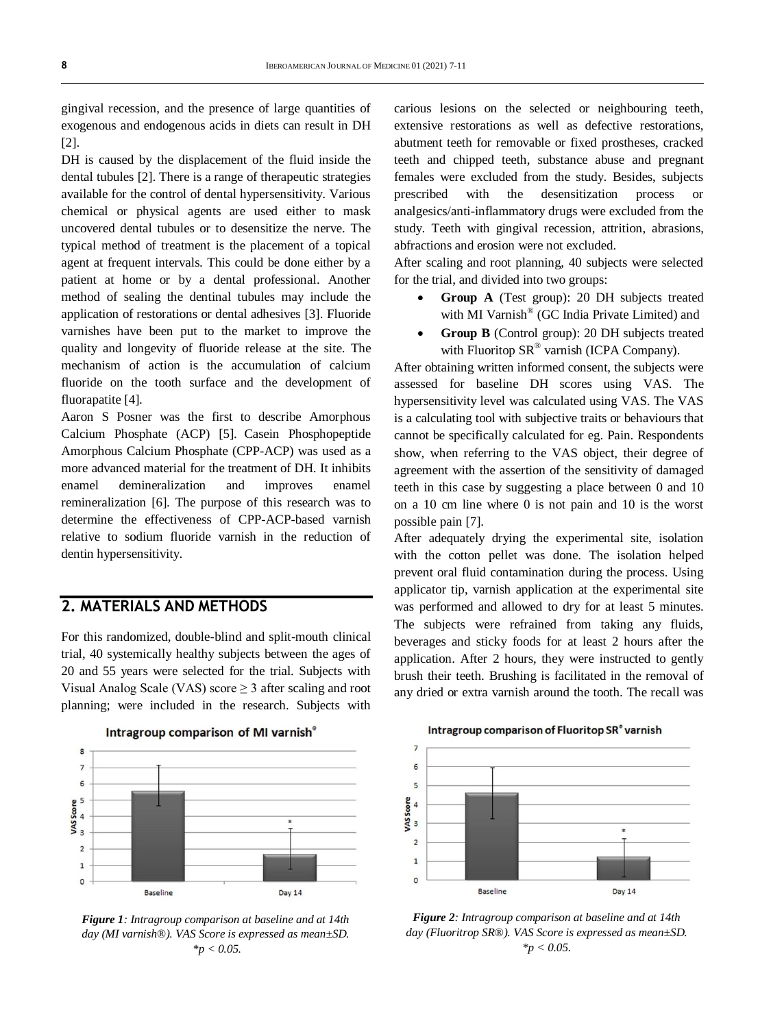gingival recession, and the presence of large quantities of exogenous and endogenous acids in diets can result in DH [2].

DH is caused by the displacement of the fluid inside the dental tubules [2]. There is a range of therapeutic strategies available for the control of dental hypersensitivity. Various chemical or physical agents are used either to mask uncovered dental tubules or to desensitize the nerve. The typical method of treatment is the placement of a topical agent at frequent intervals. This could be done either by a patient at home or by a dental professional. Another method of sealing the dentinal tubules may include the application of restorations or dental adhesives [3]. Fluoride varnishes have been put to the market to improve the quality and longevity of fluoride release at the site. The mechanism of action is the accumulation of calcium fluoride on the tooth surface and the development of fluorapatite [4].

Aaron S Posner was the first to describe Amorphous Calcium Phosphate (ACP) [5]. Casein Phosphopeptide Amorphous Calcium Phosphate (CPP-ACP) was used as a more advanced material for the treatment of DH. It inhibits enamel demineralization and improves enamel remineralization [6]. The purpose of this research was to determine the effectiveness of CPP-ACP-based varnish relative to sodium fluoride varnish in the reduction of dentin hypersensitivity.

## 2. MATERIALS AND METHODS

For this randomized, double-blind and split-mouth clinical trial, 40 systemically healthy subjects between the ages of 20 and 55 years were selected for the trial. Subjects with Visual Analog Scale (VAS) score ≥ 3 after scaling and root planning; were included in the research. Subjects with carious lesions on the selected or neighbouring teeth, extensive restorations as well as defective restorations, abutment teeth for removable or fixed prostheses, cracked teeth and chipped teeth, substance abuse and pregnant females were excluded from the study. Besides, subjects prescribed with the desensitization process or analgesics/anti-inflammatory drugs were excluded from the study. Teeth with gingival recession, attrition, abrasions, abfractions and erosion were not excluded.

After scaling and root planning, 40 subjects were selected for the trial, and divided into two groups:

- **Group A** (Test group): 20 DH subjects treated with MI Varnish® (GC India Private Limited) and
- **Group B** (Control group): 20 DH subjects treated with Fluoritop SR® varnish (ICPA Company).

After obtaining written informed consent, the subjects were assessed for baseline DH scores using VAS. The hypersensitivity level was calculated using VAS. The VAS is a calculating tool with subjective traits or behaviours that cannot be specifically calculated for eg. Pain. Respondents show, when referring to the VAS object, their degree of agreement with the assertion of the sensitivity of damaged teeth in this case by suggesting a place between 0 and 10 on a 10 cm line where 0 is not pain and 10 is the worst possible pain [7].

After adequately drying the experimental site, isolation with the cotton pellet was done. The isolation helped prevent oral fluid contamination during the process. Using applicator tip, varnish application at the experimental site was performed and allowed to dry for at least 5 minutes. The subjects were refrained from taking any fluids, beverages and sticky foods for at least 2 hours after the application. After 2 hours, they were instructed to gently brush their teeth. Brushing is facilitated in the removal of any dried or extra varnish around the tooth. The recall was

*Figure 1: Intragroup comparison at baseline and at 14th day (MI varnish®). VAS Score is expressed as mean±SD. *p < 0.05.*

*Figure 2: Intragroup comparison at baseline and at 14th day (Fluoritrop SR®). VAS Score is expressed as mean±SD. *p < 0.05.*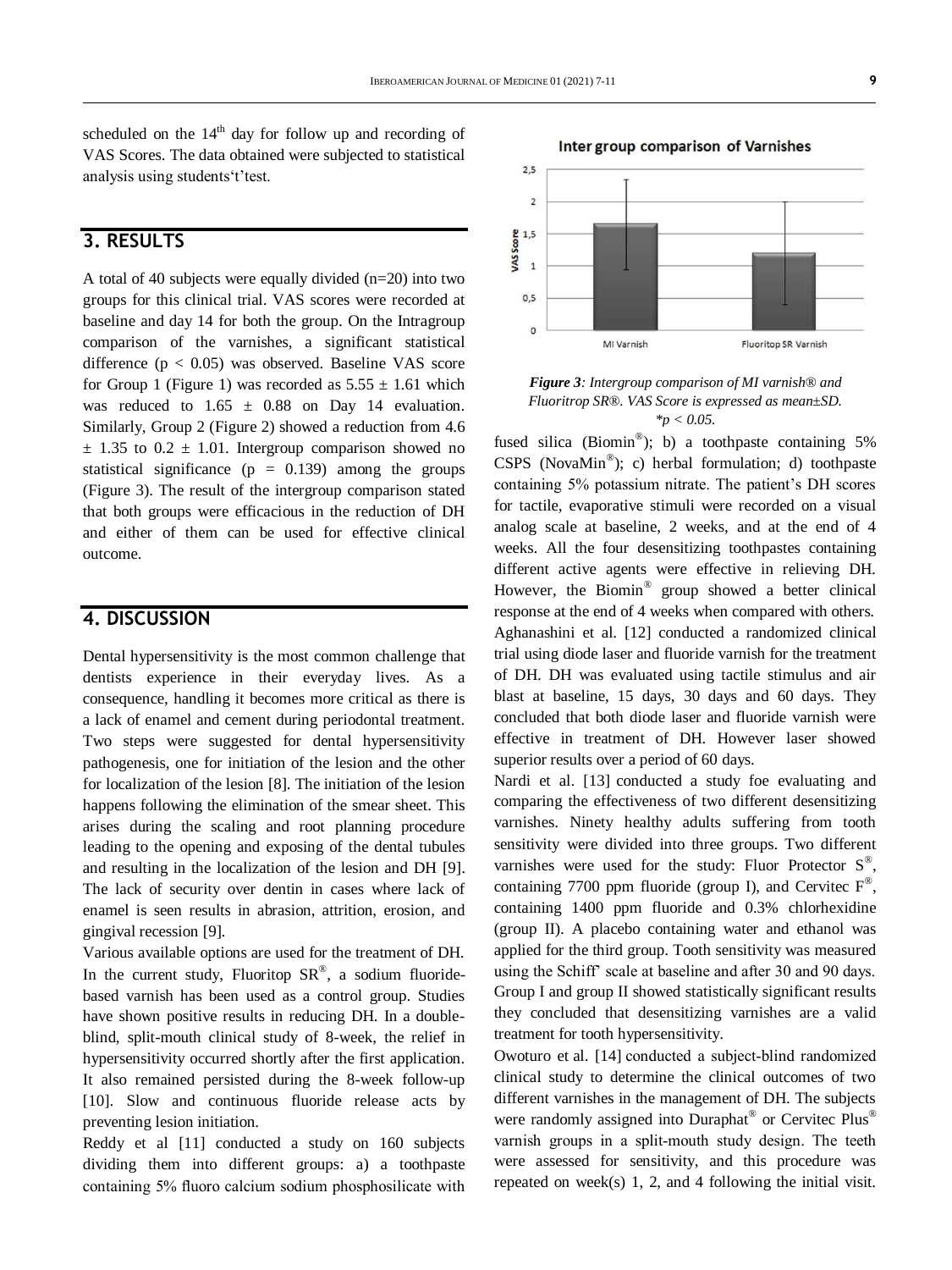scheduled on the 14th day for follow up and recording of VAS Scores. The data obtained were subjected to statistical analysis using students't'test.

## 3. RESULTS

A total of 40 subjects were equally divided (n=20) into two groups for this clinical trial. VAS scores were recorded at baseline and day 14 for both the group. On the Intragroup comparison of the varnishes, a significant statistical difference ($p < 0.05$) was observed. Baseline VAS score for Group 1 (Figure 1) was recorded as $5.55 \pm 1.61$ which was reduced to $1.65 \pm 0.88$ on Day 14 evaluation. Similarly, Group 2 (Figure 2) showed a reduction from 4.6 $\pm$ 1.35 to $0.2 \pm 1.01$. Intergroup comparison showed no statistical significance ($p = 0.139$) among the groups (Figure 3). The result of the intergroup comparison stated that both groups were efficacious in the reduction of DH and either of them can be used for effective clinical outcome.

Inter group comparison of Varnishes

*Figure 3: Intergroup comparison of MI varnish® and Fluoritrop SR®. VAS Score is expressed as mean±SD. *p < 0.05.*

## 4. DISCUSSION

Dental hypersensitivity is the most common challenge that dentists experience in their everyday lives. As a consequence, handling it becomes more critical as there is a lack of enamel and cement during periodontal treatment. Two steps were suggested for dental hypersensitivity pathogenesis, one for initiation of the lesion and the other for localization of the lesion [8]. The initiation of the lesion happens following the elimination of the smear sheet. This arises during the scaling and root planning procedure leading to the opening and exposing of the dental tubules and resulting in the localization of the lesion and DH [9]. The lack of security over dentin in cases where lack of enamel is seen results in abrasion, attrition, erosion, and gingival recession [9].

Various available options are used for the treatment of DH. In the current study, Fluoritop SR®, a sodium fluoride-based varnish has been used as a control group. Studies have shown positive results in reducing DH. In a double-blind, split-mouth clinical study of 8-week, the relief in hypersensitivity occurred shortly after the first application. It also remained persisted during the 8-week follow-up [10]. Slow and continuous fluoride release acts by preventing lesion initiation.

Reddy et al [11] conducted a study on 160 subjects dividing them into different groups: a) a toothpaste containing 5% fluoro calcium sodium phosphosilicate with fused silica (Biomin®); b) a toothpaste containing 5% CSPS (NovaMin®); c) herbal formulation; d) toothpaste containing 5% potassium nitrate. The patient's DH scores for tactile, evaporative stimuli were recorded on a visual analog scale at baseline, 2 weeks, and at the end of 4 weeks. All the four desensitizing toothpastes containing different active agents were effective in relieving DH. However, the Biomin® group showed a better clinical response at the end of 4 weeks when compared with others.

Aghanashini et al. [12] conducted a randomized clinical trial using diode laser and fluoride varnish for the treatment of DH. DH was evaluated using tactile stimulus and air blast at baseline, 15 days, 30 days and 60 days. They concluded that both diode laser and fluoride varnish were effective in treatment of DH. However laser showed superior results over a period of 60 days.

Nardi et al. [13] conducted a study foe evaluating and comparing the effectiveness of two different desensitizing varnishes. Ninety healthy adults suffering from tooth sensitivity were divided into three groups. Two different varnishes were used for the study: Fluor Protector S®, containing 7700 ppm fluoride (group I), and Cervitec F®, containing 1400 ppm fluoride and 0.3% chlorhexidine (group II). A placebo containing water and ethanol was applied for the third group. Tooth sensitivity was measured using the Schiff' scale at baseline and after 30 and 90 days. Group I and group II showed statistically significant results they concluded that desensitizing varnishes are a valid treatment for tooth hypersensitivity.

Owoturo et al. [14] conducted a subject-blind randomized clinical study to determine the clinical outcomes of two different varnishes in the management of DH. The subjects were randomly assigned into Duraphat® or Cervitec Plus® varnish groups in a split-mouth study design. The teeth were assessed for sensitivity, and this procedure was repeated on week(s) 1, 2, and 4 following the initial visit.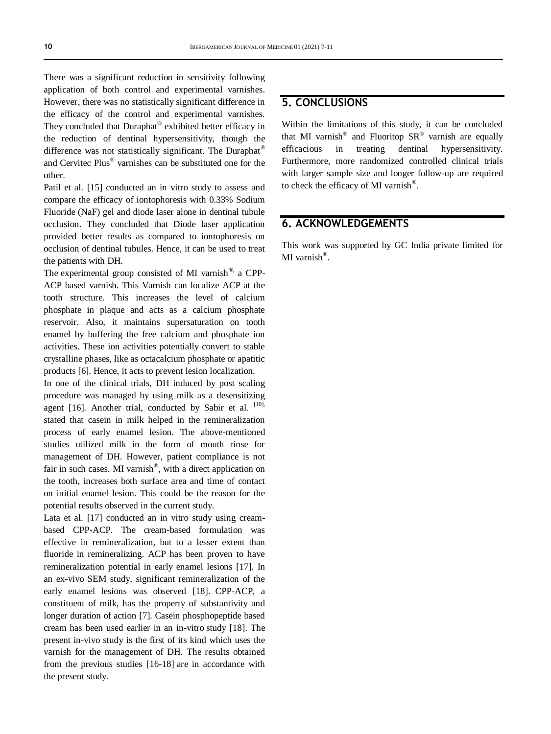There was a significant reduction in sensitivity following application of both control and experimental varnishes. However, there was no statistically significant difference in the efficacy of the control and experimental varnishes. They concluded that Duraphat® exhibited better efficacy in the reduction of dentinal hypersensitivity, though the difference was not statistically significant. The Duraphat® and Cervitec Plus® varnishes can be substituted one for the other.

Patil et al. [15] conducted an in vitro study to assess and compare the efficacy of iontophoresis with 0.33% Sodium Fluoride (NaF) gel and diode laser alone in dentinal tubule occlusion. They concluded that Diode laser application provided better results as compared to iontophoresis on occlusion of dentinal tubules. Hence, it can be used to treat the patients with DH.

The experimental group consisted of MI varnish®, a CPP-ACP based varnish. This Varnish can localize ACP at the tooth structure. This increases the level of calcium phosphate in plaque and acts as a calcium phosphate reservoir. Also, it maintains supersaturation on tooth enamel by buffering the free calcium and phosphate ion activities. These ion activities potentially convert to stable crystalline phases, like as octacalcium phosphate or apatitic products [6]. Hence, it acts to prevent lesion localization.

In one of the clinical trials, DH induced by post scaling procedure was managed by using milk as a desensitizing agent [16]. Another trial, conducted by Sabir et al. [10], stated that casein in milk helped in the remineralization process of early enamel lesion. The above-mentioned studies utilized milk in the form of mouth rinse for management of DH. However, patient compliance is not fair in such cases. MI varnish®, with a direct application on the tooth, increases both surface area and time of contact on initial enamel lesion. This could be the reason for the potential results observed in the current study.

Lata et al. [17] conducted an in vitro study using cream-based CPP-ACP. The cream-based formulation was effective in remineralization, but to a lesser extent than fluoride in remineralizing. ACP has been proven to have remineralization potential in early enamel lesions [17]. In an ex-vivo SEM study, significant remineralization of the early enamel lesions was observed [18]. CPP-ACP, a constituent of milk, has the property of substantivity and longer duration of action [7]. Casein phosphopeptide based cream has been used earlier in an in-vitro study [18]. The present in-vivo study is the first of its kind which uses the varnish for the management of DH. The results obtained from the previous studies [16-18] are in accordance with the present study.

## 5. CONCLUSIONS

Within the limitations of this study, it can be concluded that MI varnish® and Fluoritop SR® varnish are equally efficacious in treating dentinal hypersensitivity. Furthermore, more randomized controlled clinical trials with larger sample size and longer follow-up are required to check the efficacy of MI varnish®.

## 6. ACKNOWLEDGEMENTS

This work was supported by GC India private limited for MI varnish®.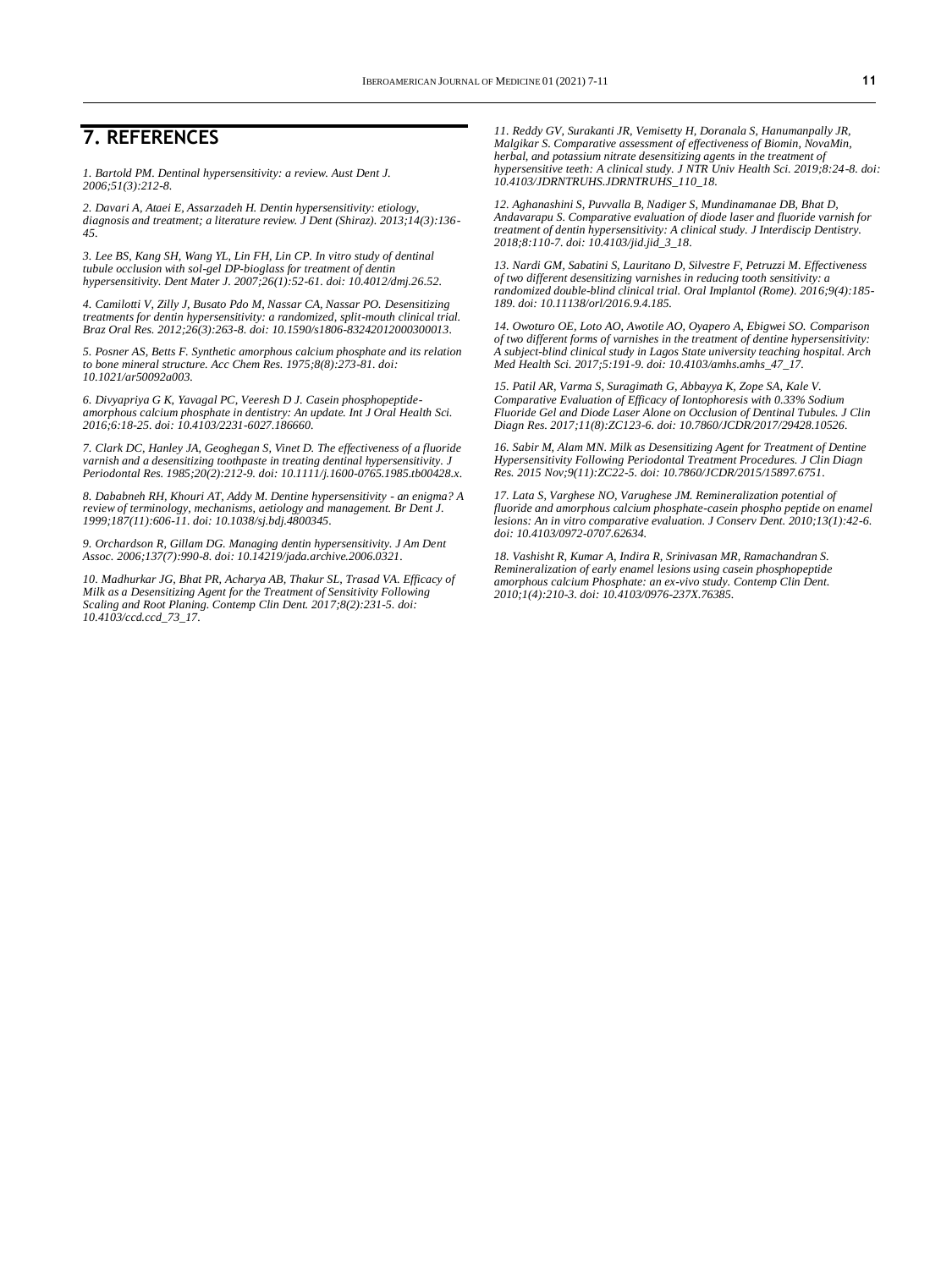## 7. REFERENCES

*1. Bartold PM. Dentinal hypersensitivity: a review. Aust Dent J. 2006;51(3):212-8.*

*2. Davari A, Ataei E, Assarzadeh H. Dentin hypersensitivity: etiology, diagnosis and treatment; a literature review. J Dent (Shiraz). 2013;14(3):136-45.*

*3. Lee BS, Kang SH, Wang YL, Lin FH, Lin CP. In vitro study of dentinal tubule occlusion with sol-gel DP-bioglass for treatment of dentin hypersensitivity. Dent Mater J. 2007;26(1):52-61. doi: 10.4012/dmj.26.52.*

*4. Camilotti V, Zilly J, Busato Pdo M, Nassar CA, Nassar PO. Desensitizing treatments for dentin hypersensitivity: a randomized, split-mouth clinical trial. Braz Oral Res. 2012;26(3):263-8. doi: 10.1590/s1806-83242012000300013.*

*5. Posner AS, Betts F. Synthetic amorphous calcium phosphate and its relation to bone mineral structure. Acc Chem Res. 1975;8(8):273-81. doi: 10.1021/ar50092a003.*

*6. Divyapriya G K, Yavagal PC, Veeresh D J. Casein phosphopeptide-amorphous calcium phosphate in dentistry: An update. Int J Oral Health Sci. 2016;6:18-25. doi: 10.4103/2231-6027.186660.*

*7. Clark DC, Hanley JA, Geoghegan S, Vinet D. The effectiveness of a fluoride varnish and a desensitizing toothpaste in treating dentinal hypersensitivity. J Periodontal Res. 1985;20(2):212-9. doi: 10.1111/j.1600-0765.1985.tb00428.x.*

*8. Dababneh RH, Khouri AT, Addy M. Dentine hypersensitivity - an enigma? A review of terminology, mechanisms, aetiology and management. Br Dent J. 1999;187(11):606-11. doi: 10.1038/sj.bdj.4800345.*

*9. Orchardson R, Gillam DG. Managing dentin hypersensitivity. J Am Dent Assoc. 2006;137(7):990-8. doi: 10.14219/jada.archive.2006.0321.*

*10. Madhurkar JG, Bhat PR, Acharya AB, Thakur SL, Trasad VA. Efficacy of Milk as a Desensitizing Agent for the Treatment of Sensitivity Following Scaling and Root Planing. Contemp Clin Dent. 2017;8(2):231-5. doi: 10.4103/ccd.ccd_73_17.*

*11. Reddy GV, Surakanti JR, Vemisetty H, Doranala S, Hanumanpally JR, Malgikar S. Comparative assessment of effectiveness of Biomin, NovaMin, herbal, and potassium nitrate desensitizing agents in the treatment of hypersensitive teeth: A clinical study. J NTR Univ Health Sci. 2019;8:24-8. doi: 10.4103/JDRNTRUHS.JDRNTRUHS_110_18.*

*12. Aghanashini S, Puvvalla B, Nadiger S, Mundinamanae DB, Bhat D, Andavarapu S. Comparative evaluation of diode laser and fluoride varnish for treatment of dentin hypersensitivity: A clinical study. J Interdiscip Dentistry. 2018;8:110-7. doi: 10.4103/jid.jid_3_18.*

*13. Nardi GM, Sabatini S, Lauritano D, Silvestre F, Petruzzi M. Effectiveness of two different desensitizing varnishes in reducing tooth sensitivity: a randomized double-blind clinical trial. Oral Implantol (Rome). 2016;9(4):185-189. doi: 10.11138/orl/2016.9.4.185.*

*14. Owoturo OE, Loto AO, Awotile AO, Oyapero A, Ebigwei SO. Comparison of two different forms of varnishes in the treatment of dentine hypersensitivity: A subject-blind clinical study in Lagos State university teaching hospital. Arch Med Health Sci. 2017;5:191-9. doi: 10.4103/amhs.amhs_47_17.*

*15. Patil AR, Varma S, Suragimath G, Abbayya K, Zope SA, Kale V. Comparative Evaluation of Efficacy of Iontophoresis with 0.33% Sodium Fluoride Gel and Diode Laser Alone on Occlusion of Dentinal Tubules. J Clin Diagn Res. 2017;11(8):ZC123-6. doi: 10.7860/JCDR/2017/29428.10526.*

*16. Sabir M, Alam MN. Milk as Desensitizing Agent for Treatment of Dentine Hypersensitivity Following Periodontal Treatment Procedures. J Clin Diagn Res. 2015 Nov;9(11):ZC22-5. doi: 10.7860/JCDR/2015/15897.6751.*

*17. Lata S, Varghese NO, Varughese JM. Remineralization potential of fluoride and amorphous calcium phosphate-casein phospho peptide on enamel lesions: An in vitro comparative evaluation. J Conserv Dent. 2010;13(1):42-6. doi: 10.4103/0972-0707.62634.*

*18. Vashisht R, Kumar A, Indira R, Srinivasan MR, Ramachandran S. Remineralization of early enamel lesions using casein phosphopeptide amorphous calcium Phosphate: an ex-vivo study. Contemp Clin Dent. 2010;1(4):210-3. doi: 10.4103/0976-237X.76385.*